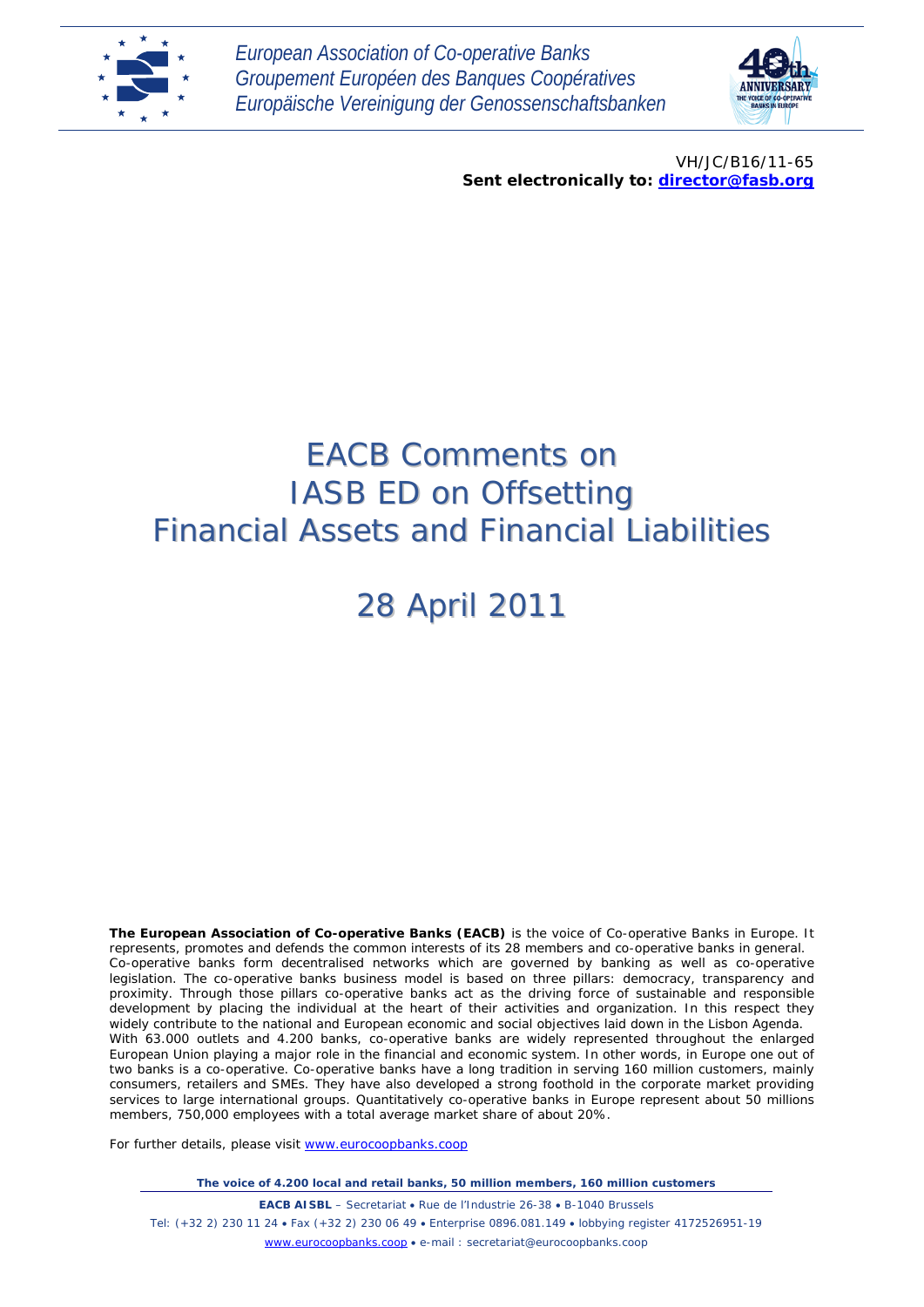European Association of Co-operative Banks
Groupement Européen des Banques Coopératives
Europäische Vereinigung der Genossenschaftsbanken

VH/JC/B16/11-65
**Sent electronically to: [director@fasb.org](mailto:director@fasb.org)**

# EACB Comments on IASB ED on Offsetting Financial Assets and Financial Liabilities

# 28 April 2011

**The European Association of Co-operative Banks (EACB)** is the voice of Co-operative Banks in Europe. It represents, promotes and defends the common interests of its 28 members and co-operative banks in general. Co-operative banks form decentralised networks which are governed by banking as well as co-operative legislation. The co-operative banks business model is based on three pillars: democracy, transparency and proximity. Through those pillars co-operative banks act as the driving force of sustainable and responsible development by placing the individual at the heart of their activities and organization. In this respect they widely contribute to the national and European economic and social objectives laid down in the Lisbon Agenda. With 63.000 outlets and 4.200 banks, co-operative banks are widely represented throughout the enlarged European Union playing a major role in the financial and economic system. In other words, in Europe one out of two banks is a co-operative. Co-operative banks have a long tradition in serving 160 million customers, mainly consumers, retailers and SMEs. They have also developed a strong foothold in the corporate market providing services to large international groups. Quantitatively co-operative banks in Europe represent about 50 millions members, 750,000 employees with a total average market share of about 20%.

For further details, please visit [www.eurocoopbanks.coop](http://www.eurocoopbanks.coop)

**The voice of 4.200 local and retail banks, 50 million members, 160 million customers**

**EACB AISBL** – Secretariat • Rue de l'Industrie 26-38 • B-1040 Brussels
Tel: (+32 2) 230 11 24 • Fax (+32 2) 230 06 49 • Enterprise 0896.081.149 • lobbying register 4172526951-19
[www.eurocoopbanks.coop](http://www.eurocoopbanks.coop) • e-mail : secretariat@eurocoopbanks.coop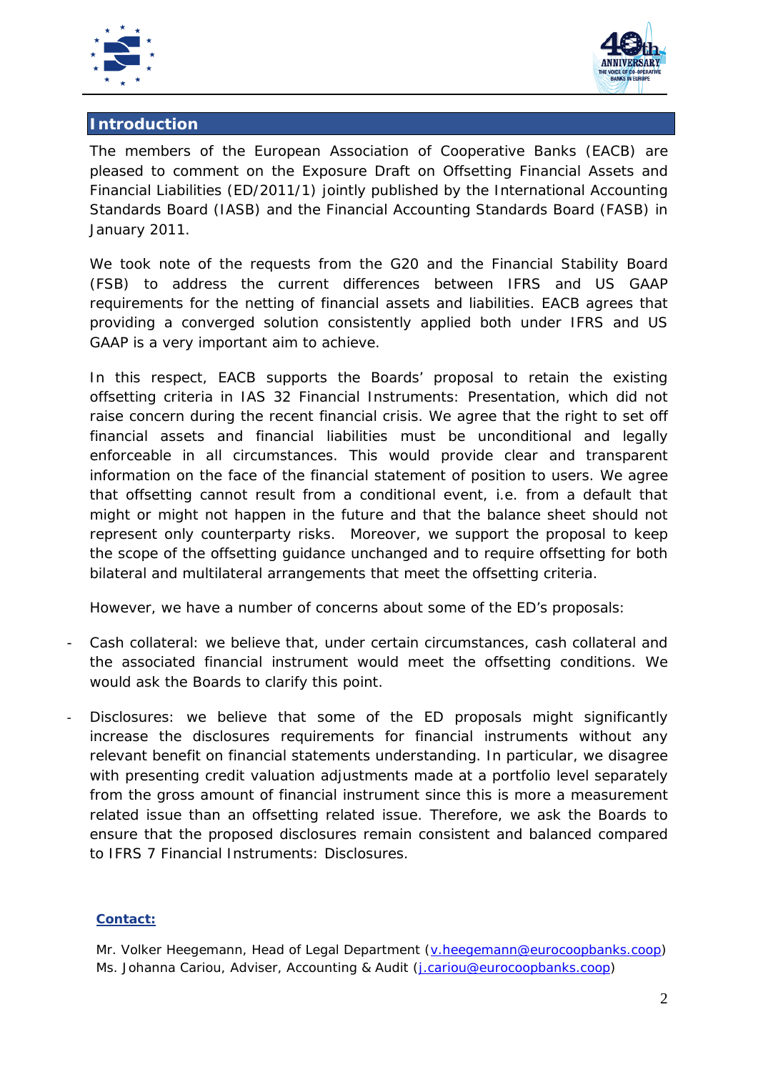## Introduction

The members of the European Association of Cooperative Banks (EACB) are pleased to comment on the Exposure Draft on Offsetting Financial Assets and Financial Liabilities (ED/2011/1) jointly published by the International Accounting Standards Board (IASB) and the Financial Accounting Standards Board (FASB) in January 2011.

We took note of the requests from the G20 and the Financial Stability Board (FSB) to address the current differences between IFRS and US GAAP requirements for the netting of financial assets and liabilities. EACB agrees that providing a converged solution consistently applied both under IFRS and US GAAP is a very important aim to achieve.

In this respect, EACB supports the Boards' proposal to retain the existing offsetting criteria in IAS 32 Financial Instruments: Presentation, which did not raise concern during the recent financial crisis. We agree that the right to set off financial assets and financial liabilities must be unconditional and legally enforceable in all circumstances. This would provide clear and transparent information on the face of the financial statement of position to users. We agree that offsetting cannot result from a conditional event, i.e. from a default that might or might not happen in the future and that the balance sheet should not represent only counterparty risks. Moreover, we support the proposal to keep the scope of the offsetting guidance unchanged and to require offsetting for both bilateral and multilateral arrangements that meet the offsetting criteria.

However, we have a number of concerns about some of the ED's proposals:

- Cash collateral: we believe that, under certain circumstances, cash collateral and the associated financial instrument would meet the offsetting conditions. We would ask the Boards to clarify this point.
- Disclosures: we believe that some of the ED proposals might significantly increase the disclosures requirements for financial instruments without any relevant benefit on financial statements understanding. In particular, we disagree with presenting credit valuation adjustments made at a portfolio level separately from the gross amount of financial instrument since this is more a measurement related issue than an offsetting related issue. Therefore, we ask the Boards to ensure that the proposed disclosures remain consistent and balanced compared to IFRS 7 Financial Instruments: Disclosures.

**Contact:**

Mr. Volker Heegemann, Head of Legal Department (v.heegemann@eurocoopbanks.coop)
Ms. Johanna Cariou, Adviser, Accounting & Audit (j.cariou@eurocoopbanks.coop)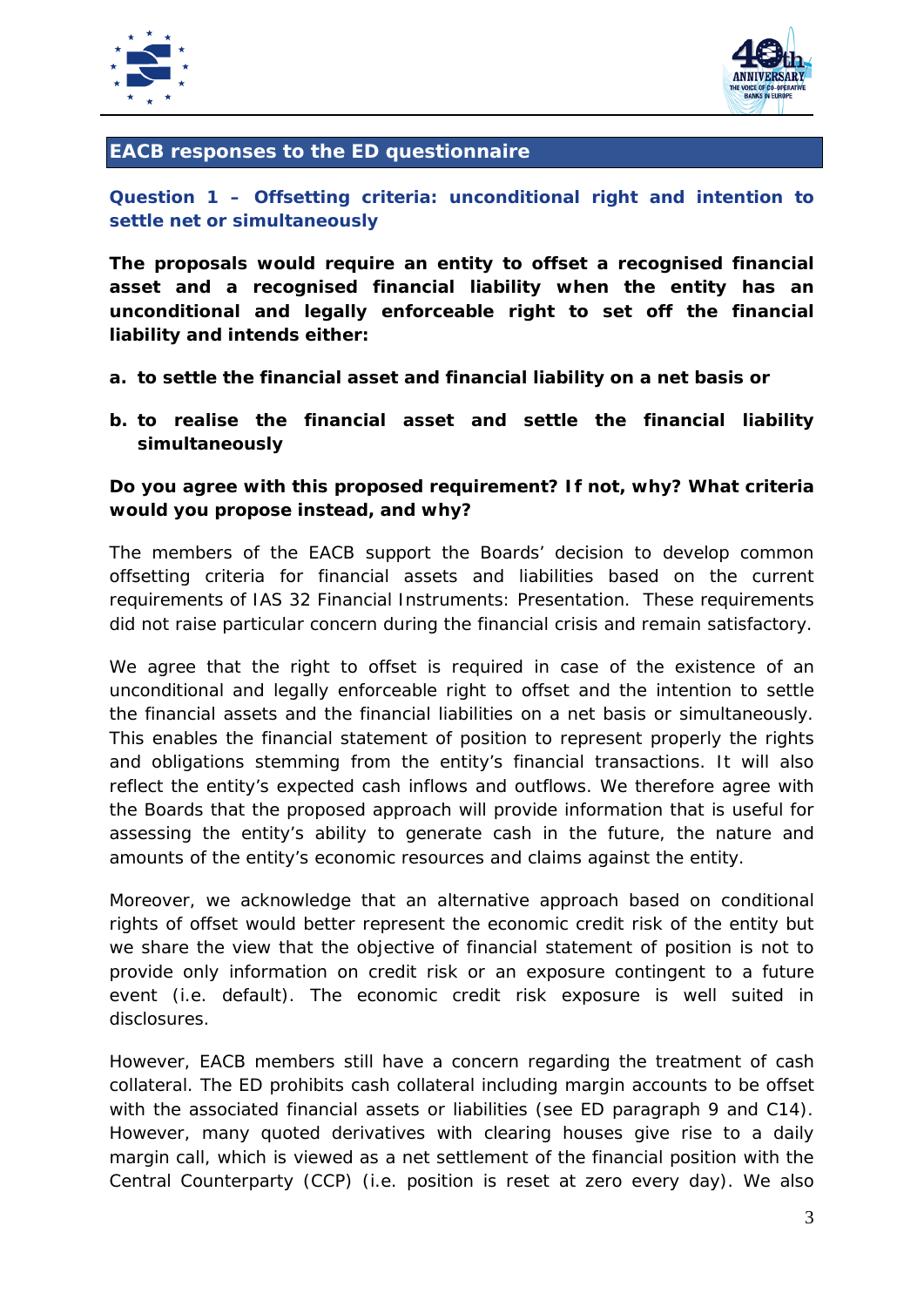## EACB responses to the ED questionnaire

### Question 1 – Offsetting criteria: unconditional right and intention to settle net or simultaneously

**The proposals would require an entity to offset a recognised financial asset and a recognised financial liability when the entity has an unconditional and legally enforceable right to set off the financial liability and intends either:**

**a. to settle the financial asset and financial liability on a net basis or**

**b. to realise the financial asset and settle the financial liability simultaneously**

**Do you agree with this proposed requirement? If not, why? What criteria would you propose instead, and why?**

The members of the EACB support the Boards' decision to develop common offsetting criteria for financial assets and liabilities based on the current requirements of IAS 32 Financial Instruments: Presentation. These requirements did not raise particular concern during the financial crisis and remain satisfactory.

We agree that the right to offset is required in case of the existence of an unconditional and legally enforceable right to offset and the intention to settle the financial assets and the financial liabilities on a net basis or simultaneously. This enables the financial statement of position to represent properly the rights and obligations stemming from the entity's financial transactions. It will also reflect the entity's expected cash inflows and outflows. We therefore agree with the Boards that the proposed approach will provide information that is useful for assessing the entity's ability to generate cash in the future, the nature and amounts of the entity's economic resources and claims against the entity.

Moreover, we acknowledge that an alternative approach based on conditional rights of offset would better represent the economic credit risk of the entity but we share the view that the objective of financial statement of position is not to provide only information on credit risk or an exposure contingent to a future event (i.e. default). The economic credit risk exposure is well suited in disclosures.

However, EACB members still have a concern regarding the treatment of cash collateral. The ED prohibits cash collateral including margin accounts to be offset with the associated financial assets or liabilities (see ED paragraph 9 and C14). However, many quoted derivatives with clearing houses give rise to a daily margin call, which is viewed as a net settlement of the financial position with the Central Counterparty (CCP) (i.e. position is reset at zero every day). We also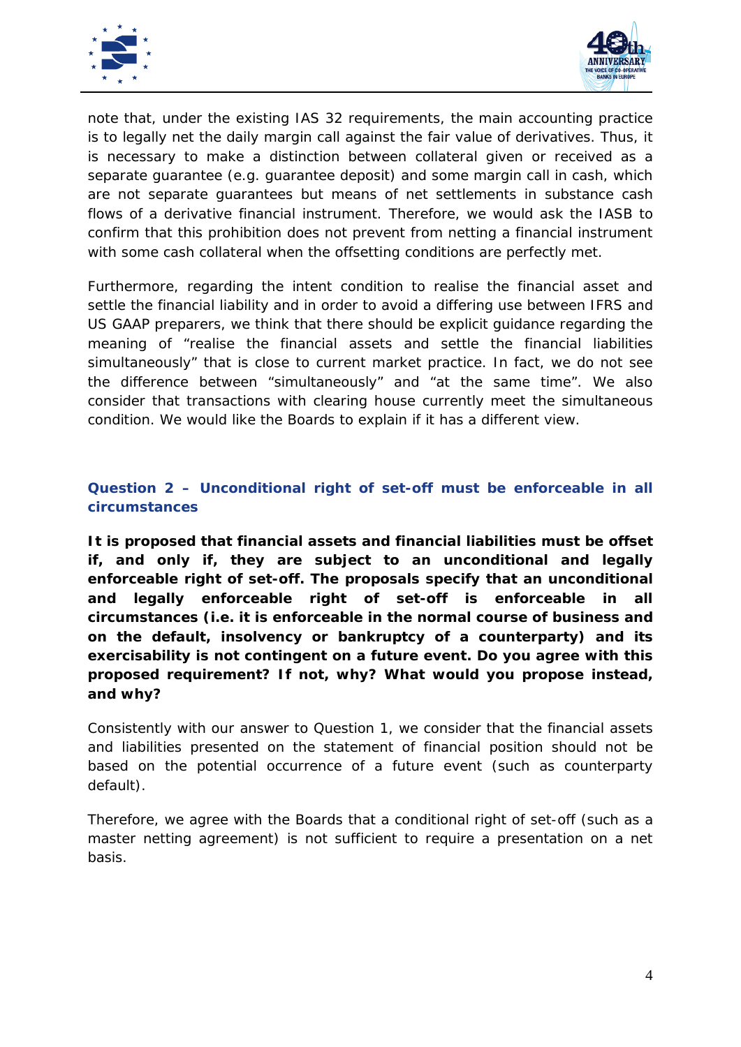note that, under the existing IAS 32 requirements, the main accounting practice is to legally net the daily margin call against the fair value of derivatives. Thus, it is necessary to make a distinction between collateral given or received as a separate guarantee (e.g. guarantee deposit) and some margin call in cash, which are not separate guarantees but means of net settlements in substance cash flows of a derivative financial instrument. Therefore, we would ask the IASB to confirm that this prohibition does not prevent from netting a financial instrument with some cash collateral when the offsetting conditions are perfectly met.

Furthermore, regarding the intent condition to realise the financial asset and settle the financial liability and in order to avoid a differing use between IFRS and US GAAP preparers, we think that there should be explicit guidance regarding the meaning of "realise the financial assets and settle the financial liabilities simultaneously" that is close to current market practice. In fact, we do not see the difference between "simultaneously" and "at the same time". We also consider that transactions with clearing house currently meet the simultaneous condition. We would like the Boards to explain if it has a different view.

### Question 2 – Unconditional right of set-off must be enforceable in all circumstances

**It is proposed that financial assets and financial liabilities must be offset if, and only if, they are subject to an unconditional and legally enforceable right of set-off. The proposals specify that an unconditional and legally enforceable right of set-off is enforceable in all circumstances (i.e. it is enforceable in the normal course of business and on the default, insolvency or bankruptcy of a counterparty) and its exercisability is not contingent on a future event. Do you agree with this proposed requirement? If not, why? What would you propose instead, and why?**

Consistently with our answer to Question 1, we consider that the financial assets and liabilities presented on the statement of financial position should not be based on the potential occurrence of a future event (such as counterparty default).

Therefore, we agree with the Boards that a conditional right of set-off (such as a master netting agreement) is not sufficient to require a presentation on a net basis.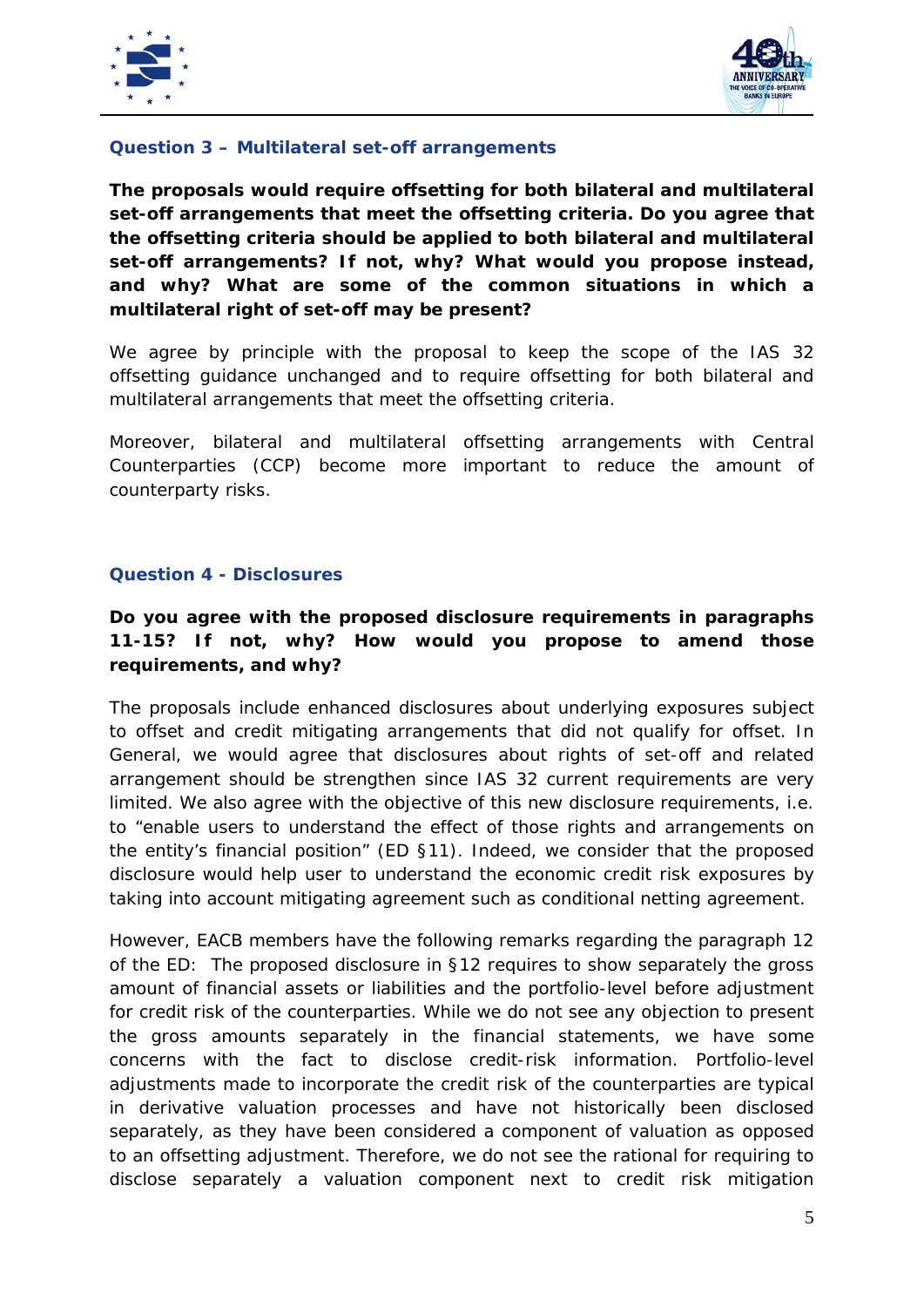### Question 3 – Multilateral set-off arrangements

**The proposals would require offsetting for both bilateral and multilateral set-off arrangements that meet the offsetting criteria. Do you agree that the offsetting criteria should be applied to both bilateral and multilateral set-off arrangements? If not, why? What would you propose instead, and why? What are some of the common situations in which a multilateral right of set-off may be present?**

We agree by principle with the proposal to keep the scope of the IAS 32 offsetting guidance unchanged and to require offsetting for both bilateral and multilateral arrangements that meet the offsetting criteria.

Moreover, bilateral and multilateral offsetting arrangements with Central Counterparties (CCP) become more important to reduce the amount of counterparty risks.

### Question 4 - Disclosures

**Do you agree with the proposed disclosure requirements in paragraphs 11-15? If not, why? How would you propose to amend those requirements, and why?**

The proposals include enhanced disclosures about underlying exposures subject to offset and credit mitigating arrangements that did not qualify for offset. In General, we would agree that disclosures about rights of set-off and related arrangement should be strengthen since IAS 32 current requirements are very limited. We also agree with the objective of this new disclosure requirements, i.e. to "enable users to understand the effect of those rights and arrangements on the entity's financial position" (ED §11). Indeed, we consider that the proposed disclosure would help user to understand the economic credit risk exposures by taking into account mitigating agreement such as conditional netting agreement.

However, EACB members have the following remarks regarding the paragraph 12 of the ED: The proposed disclosure in §12 requires to show separately the gross amount of financial assets or liabilities and the portfolio-level before adjustment for credit risk of the counterparties. While we do not see any objection to present the gross amounts separately in the financial statements, we have some concerns with the fact to disclose credit-risk information. Portfolio-level adjustments made to incorporate the credit risk of the counterparties are typical in derivative valuation processes and have not historically been disclosed separately, as they have been considered a component of valuation as opposed to an offsetting adjustment. Therefore, we do not see the rational for requiring to disclose separately a valuation component next to credit risk mitigation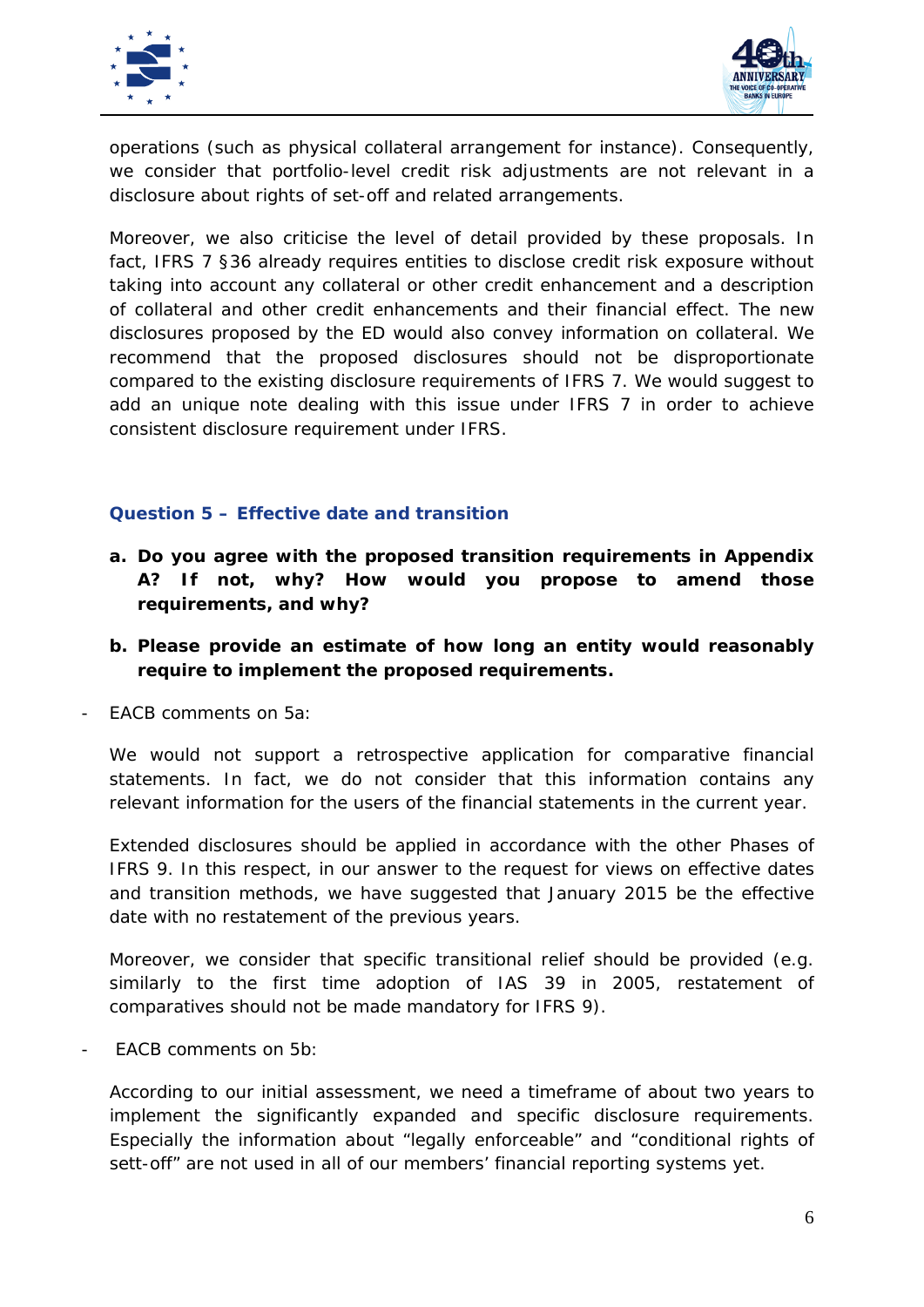operations (such as physical collateral arrangement for instance). Consequently, we consider that portfolio-level credit risk adjustments are not relevant in a disclosure about rights of set-off and related arrangements.

Moreover, we also criticise the level of detail provided by these proposals. In fact, IFRS 7 §36 already requires entities to disclose credit risk exposure without taking into account any collateral or other credit enhancement and a description of collateral and other credit enhancements and their financial effect. The new disclosures proposed by the ED would also convey information on collateral. We recommend that the proposed disclosures should not be disproportionate compared to the existing disclosure requirements of IFRS 7. We would suggest to add an unique note dealing with this issue under IFRS 7 in order to achieve consistent disclosure requirement under IFRS.

### Question 5 – Effective date and transition

**a. Do you agree with the proposed transition requirements in Appendix A? If not, why? How would you propose to amend those requirements, and why?**

**b. Please provide an estimate of how long an entity would reasonably require to implement the proposed requirements.**

- EACB comments on 5a:

We would not support a retrospective application for comparative financial statements. In fact, we do not consider that this information contains any relevant information for the users of the financial statements in the current year.

Extended disclosures should be applied in accordance with the other Phases of IFRS 9. In this respect, in our answer to the request for views on effective dates and transition methods, we have suggested that January 2015 be the effective date with no restatement of the previous years.

Moreover, we consider that specific transitional relief should be provided (e.g. similarly to the first time adoption of IAS 39 in 2005, restatement of comparatives should not be made mandatory for IFRS 9).

- EACB comments on 5b:

According to our initial assessment, we need a timeframe of about two years to implement the significantly expanded and specific disclosure requirements. Especially the information about "legally enforceable" and "conditional rights of sett-off" are not used in all of our members' financial reporting systems yet.